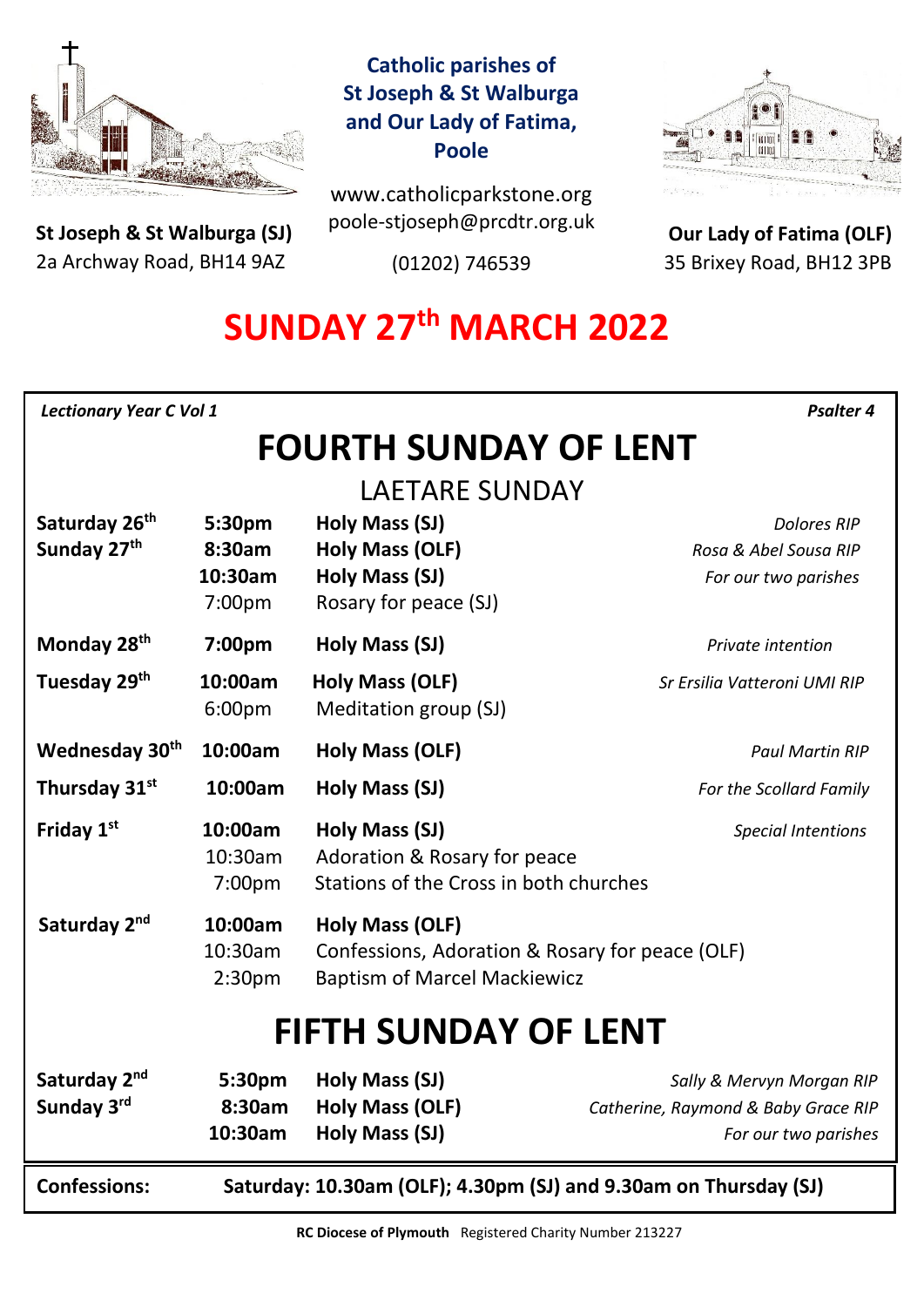**Catholic parishes of St Joseph & St Walburga and Our Lady of Fatima, Poole**

www.catholicparkstone.org
poole-stjoseph@prcdtr.org.uk
(01202) 746539

**St Joseph & St Walburga (SJ)**
2a Archway Road, BH14 9AZ

**Our Lady of Fatima (OLF)**
35 Brixey Road, BH12 3PB

# SUNDAY 27th MARCH 2022

***Lectionary Year C Vol 1*** ***Psalter 4***

## FOURTH SUNDAY OF LENT

### LAETARE SUNDAY

| | | | |
|---|---|---|---|
| **Saturday 26th** | **5:30pm** | **Holy Mass (SJ)** | *Dolores RIP* |
| **Sunday 27th** | **8:30am** | **Holy Mass (OLF)** | *Rosa & Abel Sousa RIP* |
| | **10:30am** | **Holy Mass (SJ)** | *For our two parishes* |
| | 7:00pm | Rosary for peace (SJ) | |
| **Monday 28th** | **7:00pm** | **Holy Mass (SJ)** | *Private intention* |
| **Tuesday 29th** | **10:00am** | **Holy Mass (OLF)** | *Sr Ersilia Vatteroni UMI RIP* |
| | 6:00pm | Meditation group (SJ) | |
| **Wednesday 30th** | **10:00am** | **Holy Mass (OLF)** | *Paul Martin RIP* |
| **Thursday 31st** | **10:00am** | **Holy Mass (SJ)** | *For the Scollard Family* |
| **Friday 1st** | **10:00am** | **Holy Mass (SJ)** | *Special Intentions* |
| | 10:30am | Adoration & Rosary for peace | |
| | 7:00pm | Stations of the Cross in both churches | |
| **Saturday 2nd** | **10:00am** | **Holy Mass (OLF)** | |
| | 10:30am | Confessions, Adoration & Rosary for peace (OLF) | |
| | 2:30pm | Baptism of Marcel Mackiewicz | |

## FIFTH SUNDAY OF LENT

| | | | |
|---|---|---|---|
| **Saturday 2nd** | **5:30pm** | **Holy Mass (SJ)** | *Sally & Mervyn Morgan RIP* |
| **Sunday 3rd** | **8:30am** | **Holy Mass (OLF)** | *Catherine, Raymond & Baby Grace RIP* |
| | **10:30am** | **Holy Mass (SJ)** | *For our two parishes* |

**Confessions:** **Saturday: 10.30am (OLF); 4.30pm (SJ) and 9.30am on Thursday (SJ)**

**RC Diocese of Plymouth** Registered Charity Number 213227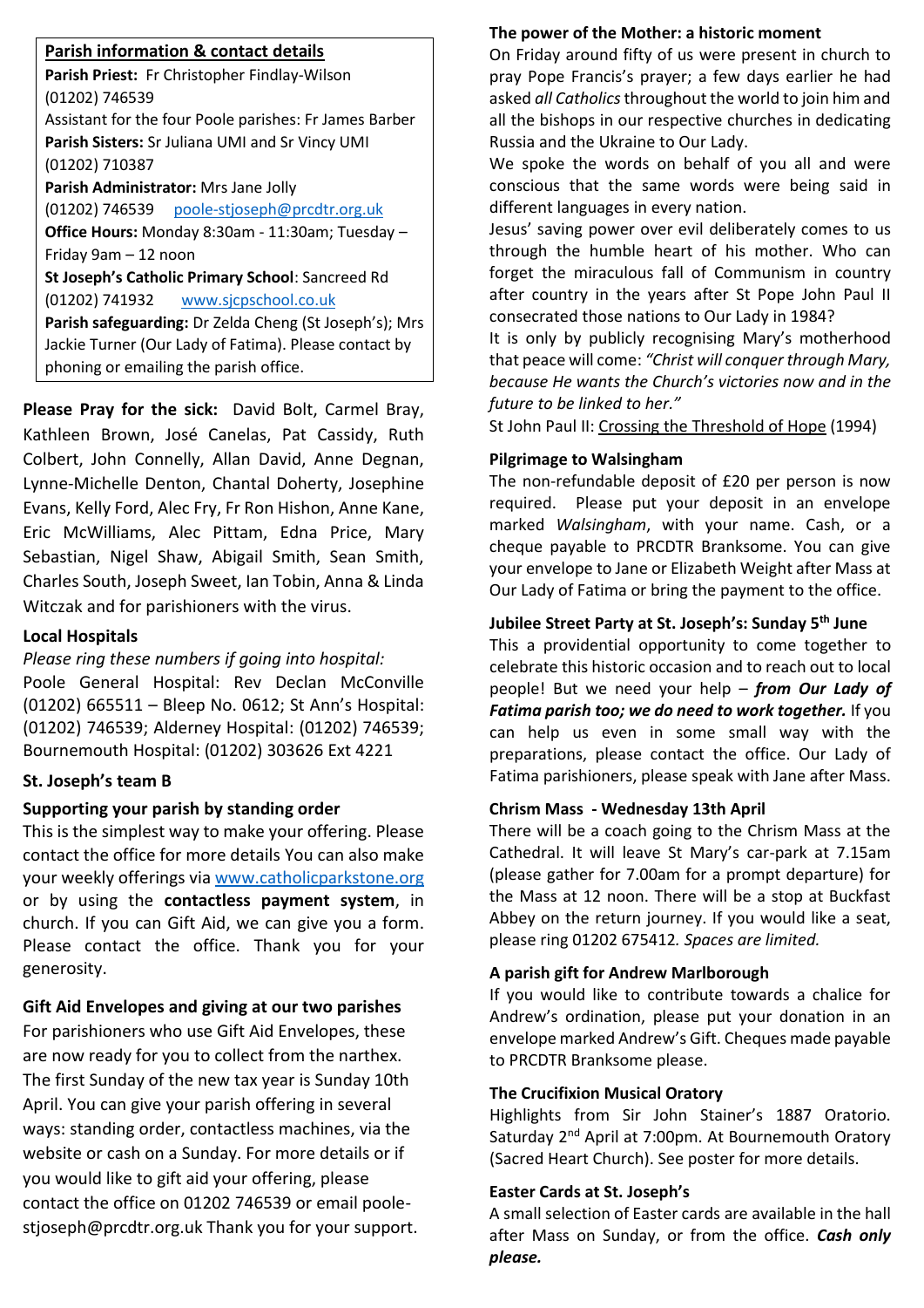## Parish information & contact details

**Parish Priest:** Fr Christopher Findlay-Wilson (01202) 746539

Assistant for the four Poole parishes: Fr James Barber

**Parish Sisters:** Sr Juliana UMI and Sr Vincy UMI (01202) 710387

**Parish Administrator:** Mrs Jane Jolly (01202) 746539 poole-stjoseph@prcdtr.org.uk

**Office Hours:** Monday 8:30am - 11:30am; Tuesday – Friday 9am – 12 noon

**St Joseph's Catholic Primary School**: Sancreed Rd (01202) 741932 www.sjcpschool.co.uk

**Parish safeguarding:** Dr Zelda Cheng (St Joseph's); Mrs Jackie Turner (Our Lady of Fatima). Please contact by phoning or emailing the parish office.

**Please Pray for the sick:** David Bolt, Carmel Bray, Kathleen Brown, José Canelas, Pat Cassidy, Ruth Colbert, John Connelly, Allan David, Anne Degnan, Lynne-Michelle Denton, Chantal Doherty, Josephine Evans, Kelly Ford, Alec Fry, Fr Ron Hishon, Anne Kane, Eric McWilliams, Alec Pittam, Edna Price, Mary Sebastian, Nigel Shaw, Abigail Smith, Sean Smith, Charles South, Joseph Sweet, Ian Tobin, Anna & Linda Witczak and for parishioners with the virus.

### Local Hospitals

*Please ring these numbers if going into hospital:*
Poole General Hospital: Rev Declan McConville (01202) 665511 – Bleep No. 0612; St Ann's Hospital: (01202) 746539; Alderney Hospital: (01202) 746539; Bournemouth Hospital: (01202) 303626 Ext 4221

### St. Joseph's team B

### Supporting your parish by standing order

This is the simplest way to make your offering. Please contact the office for more details You can also make your weekly offerings via www.catholicparkstone.org or by using the **contactless payment system**, in church. If you can Gift Aid, we can give you a form. Please contact the office. Thank you for your generosity.

### Gift Aid Envelopes and giving at our two parishes

For parishioners who use Gift Aid Envelopes, these are now ready for you to collect from the narthex. The first Sunday of the new tax year is Sunday 10th April. You can give your parish offering in several ways: standing order, contactless machines, via the website or cash on a Sunday. For more details or if you would like to gift aid your offering, please contact the office on 01202 746539 or email poole-stjoseph@prcdtr.org.uk Thank you for your support.

### The power of the Mother: a historic moment

On Friday around fifty of us were present in church to pray Pope Francis's prayer; a few days earlier he had asked *all Catholics* throughout the world to join him and all the bishops in our respective churches in dedicating Russia and the Ukraine to Our Lady.

We spoke the words on behalf of you all and were conscious that the same words were being said in different languages in every nation.

Jesus' saving power over evil deliberately comes to us through the humble heart of his mother. Who can forget the miraculous fall of Communism in country after country in the years after St Pope John Paul II consecrated those nations to Our Lady in 1984?

It is only by publicly recognising Mary's motherhood that peace will come: *"Christ will conquer through Mary, because He wants the Church's victories now and in the future to be linked to her."*

St John Paul II: Crossing the Threshold of Hope (1994)

### Pilgrimage to Walsingham

The non-refundable deposit of £20 per person is now required. Please put your deposit in an envelope marked *Walsingham*, with your name. Cash, or a cheque payable to PRCDTR Branksome. You can give your envelope to Jane or Elizabeth Weight after Mass at Our Lady of Fatima or bring the payment to the office.

### Jubilee Street Party at St. Joseph's: Sunday 5th June

This a providential opportunity to come together to celebrate this historic occasion and to reach out to local people! But we need your help – ***from Our Lady of Fatima parish too; we do need to work together.*** If you can help us even in some small way with the preparations, please contact the office. Our Lady of Fatima parishioners, please speak with Jane after Mass.

### Chrism Mass - Wednesday 13th April

There will be a coach going to the Chrism Mass at the Cathedral. It will leave St Mary's car-park at 7.15am (please gather for 7.00am for a prompt departure) for the Mass at 12 noon. There will be a stop at Buckfast Abbey on the return journey. If you would like a seat, please ring 01202 675412. *Spaces are limited.*

### A parish gift for Andrew Marlborough

If you would like to contribute towards a chalice for Andrew's ordination, please put your donation in an envelope marked Andrew's Gift. Cheques made payable to PRCDTR Branksome please.

### The Crucifixion Musical Oratory

Highlights from Sir John Stainer's 1887 Oratorio. Saturday 2nd April at 7:00pm. At Bournemouth Oratory (Sacred Heart Church). See poster for more details.

### Easter Cards at St. Joseph's

A small selection of Easter cards are available in the hall after Mass on Sunday, or from the office. ***Cash only please.***